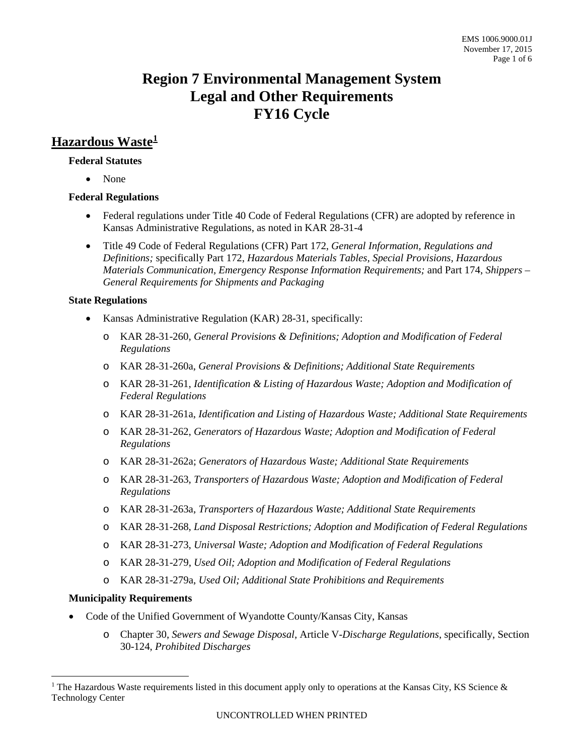# Region 7 Environmental Management System
# Legal and Other Requirements
# FY16 Cycle

## Hazardous Waste[1]

**Federal Statutes**

- None

**Federal Regulations**

- Federal regulations under Title 40 Code of Federal Regulations (CFR) are adopted by reference in Kansas Administrative Regulations, as noted in KAR 28-31-4
- Title 49 Code of Federal Regulations (CFR) Part 172, *General Information, Regulations and Definitions;* specifically Part 172, *Hazardous Materials Tables, Special Provisions, Hazardous Materials Communication, Emergency Response Information Requirements;* and Part 174, *Shippers – General Requirements for Shipments and Packaging*

**State Regulations**

- Kansas Administrative Regulation (KAR) 28-31, specifically:
  - KAR 28-31-260, *General Provisions & Definitions; Adoption and Modification of Federal Regulations*
  - KAR 28-31-260a, *General Provisions & Definitions; Additional State Requirements*
  - KAR 28-31-261, *Identification & Listing of Hazardous Waste; Adoption and Modification of Federal Regulations*
  - KAR 28-31-261a, *Identification and Listing of Hazardous Waste; Additional State Requirements*
  - KAR 28-31-262, *Generators of Hazardous Waste; Adoption and Modification of Federal Regulations*
  - KAR 28-31-262a; *Generators of Hazardous Waste; Additional State Requirements*
  - KAR 28-31-263, *Transporters of Hazardous Waste; Adoption and Modification of Federal Regulations*
  - KAR 28-31-263a, *Transporters of Hazardous Waste; Additional State Requirements*
  - KAR 28-31-268, *Land Disposal Restrictions; Adoption and Modification of Federal Regulations*
  - KAR 28-31-273, *Universal Waste; Adoption and Modification of Federal Regulations*
  - KAR 28-31-279, *Used Oil; Adoption and Modification of Federal Regulations*
  - KAR 28-31-279a, *Used Oil; Additional State Prohibitions and Requirements*

**Municipality Requirements**

- Code of the Unified Government of Wyandotte County/Kansas City, Kansas
  - Chapter 30, *Sewers and Sewage Disposal*, Article V-*Discharge Regulations*, specifically, Section 30-124, *Prohibited Discharges*

[1] The Hazardous Waste requirements listed in this document apply only to operations at the Kansas City, KS Science & Technology Center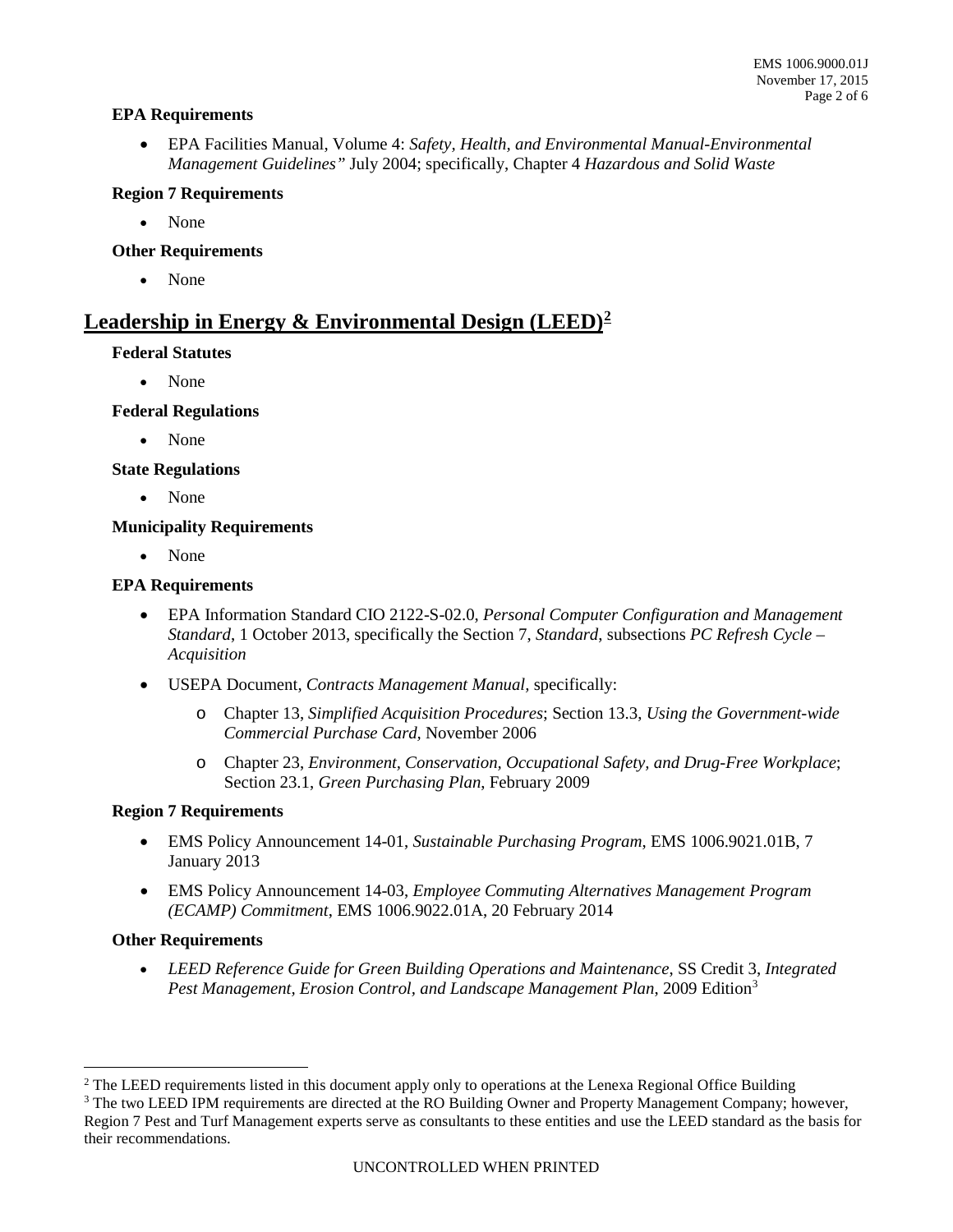**EPA Requirements**

- EPA Facilities Manual, Volume 4: *Safety, Health, and Environmental Manual-Environmental Management Guidelines"* July 2004; specifically, Chapter 4 *Hazardous and Solid Waste*

**Region 7 Requirements**

- None

**Other Requirements**

- None

## Leadership in Energy & Environmental Design (LEED)[2]

**Federal Statutes**

- None

**Federal Regulations**

- None

**State Regulations**

- None

**Municipality Requirements**

- None

**EPA Requirements**

- EPA Information Standard CIO 2122-S-02.0, *Personal Computer Configuration and Management Standard*, 1 October 2013, specifically the Section 7, *Standard*, subsections *PC Refresh Cycle – Acquisition*
- USEPA Document, *Contracts Management Manual*, specifically:
  - Chapter 13, *Simplified Acquisition Procedures*; Section 13.3, *Using the Government-wide Commercial Purchase Card*, November 2006
  - Chapter 23, *Environment, Conservation, Occupational Safety, and Drug-Free Workplace*; Section 23.1, *Green Purchasing Plan*, February 2009

**Region 7 Requirements**

- EMS Policy Announcement 14-01, *Sustainable Purchasing Program*, EMS 1006.9021.01B, 7 January 2013
- EMS Policy Announcement 14-03, *Employee Commuting Alternatives Management Program (ECAMP) Commitment*, EMS 1006.9022.01A, 20 February 2014

**Other Requirements**

- *LEED Reference Guide for Green Building Operations and Maintenance*, SS Credit 3, *Integrated Pest Management, Erosion Control, and Landscape Management Plan*, 2009 Edition[3]

---

[2] The LEED requirements listed in this document apply only to operations at the Lenexa Regional Office Building

[3] The two LEED IPM requirements are directed at the RO Building Owner and Property Management Company; however, Region 7 Pest and Turf Management experts serve as consultants to these entities and use the LEED standard as the basis for their recommendations.

UNCONTROLLED WHEN PRINTED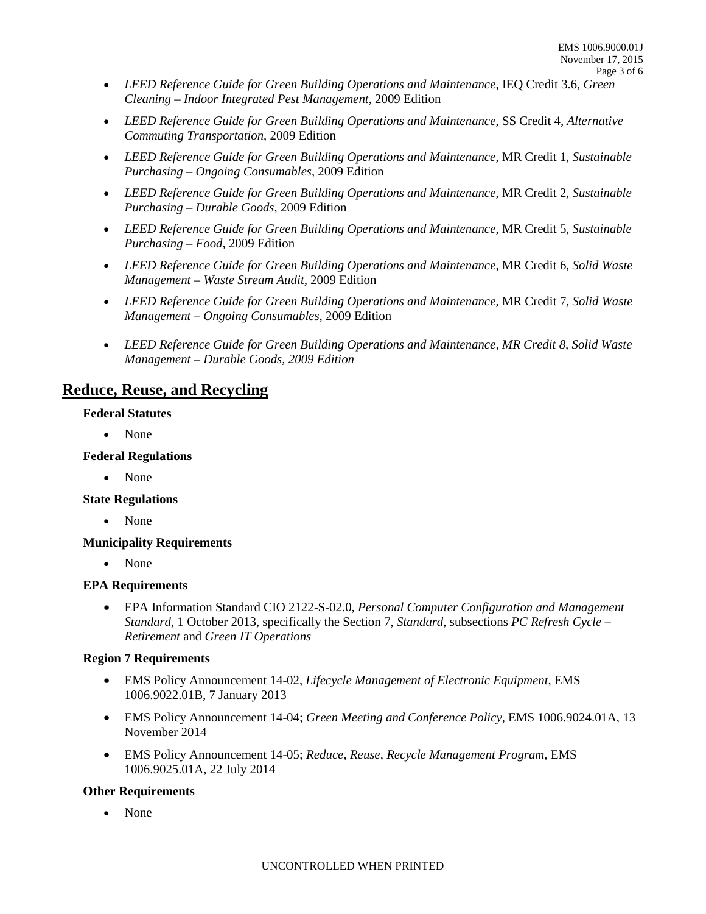- *LEED Reference Guide for Green Building Operations and Maintenance*, IEQ Credit 3.6, *Green Cleaning – Indoor Integrated Pest Management*, 2009 Edition
- *LEED Reference Guide for Green Building Operations and Maintenance*, SS Credit 4, *Alternative Commuting Transportation*, 2009 Edition
- *LEED Reference Guide for Green Building Operations and Maintenance*, MR Credit 1, *Sustainable Purchasing – Ongoing Consumables*, 2009 Edition
- *LEED Reference Guide for Green Building Operations and Maintenance*, MR Credit 2, *Sustainable Purchasing – Durable Goods*, 2009 Edition
- *LEED Reference Guide for Green Building Operations and Maintenance*, MR Credit 5, *Sustainable Purchasing – Food*, 2009 Edition
- *LEED Reference Guide for Green Building Operations and Maintenance*, MR Credit 6, *Solid Waste Management – Waste Stream Audit*, 2009 Edition
- *LEED Reference Guide for Green Building Operations and Maintenance*, MR Credit 7, *Solid Waste Management – Ongoing Consumables*, 2009 Edition
- *LEED Reference Guide for Green Building Operations and Maintenance, MR Credit 8, Solid Waste Management – Durable Goods, 2009 Edition*

## Reduce, Reuse, and Recycling

**Federal Statutes**

- None

**Federal Regulations**

- None

**State Regulations**

- None

**Municipality Requirements**

- None

**EPA Requirements**

- EPA Information Standard CIO 2122-S-02.0, *Personal Computer Configuration and Management Standard*, 1 October 2013, specifically the Section 7, *Standard*, subsections *PC Refresh Cycle – Retirement* and *Green IT Operations*

**Region 7 Requirements**

- EMS Policy Announcement 14-02, *Lifecycle Management of Electronic Equipment*, EMS 1006.9022.01B, 7 January 2013
- EMS Policy Announcement 14-04; *Green Meeting and Conference Policy*, EMS 1006.9024.01A, 13 November 2014
- EMS Policy Announcement 14-05; *Reduce, Reuse, Recycle Management Program*, EMS 1006.9025.01A, 22 July 2014

**Other Requirements**

- None

UNCONTROLLED WHEN PRINTED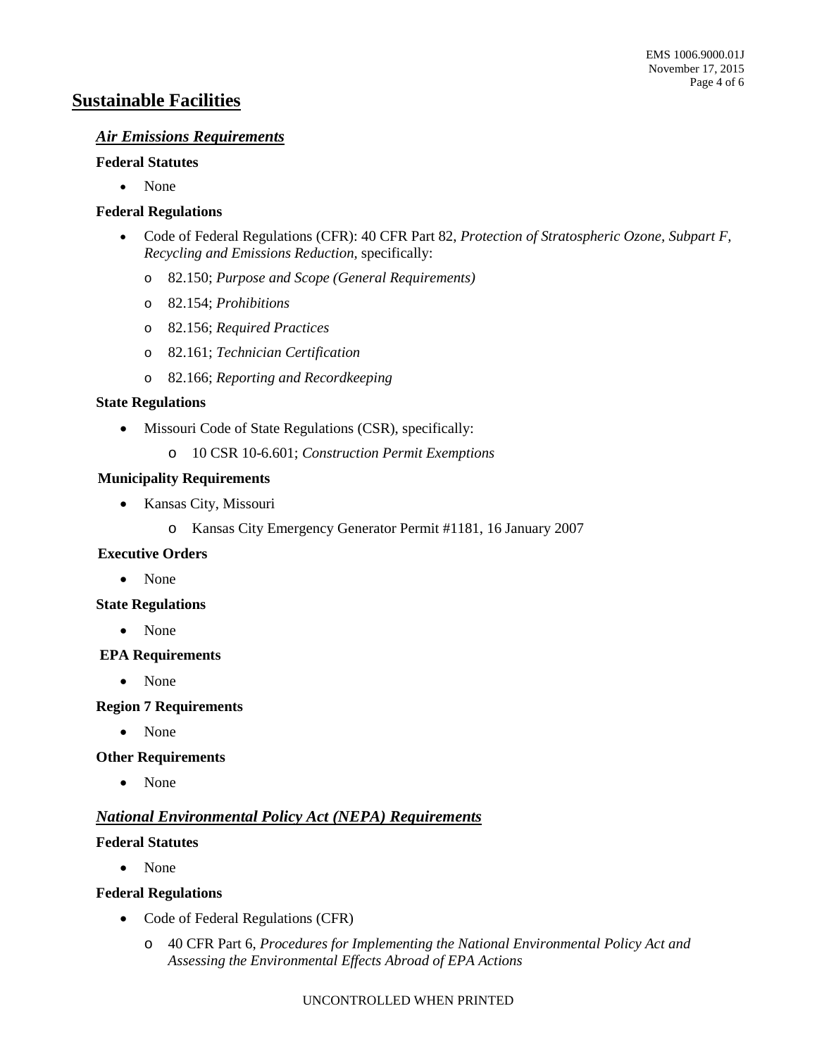# Sustainable Facilities

## *Air Emissions Requirements*

**Federal Statutes**

- None

**Federal Regulations**

- Code of Federal Regulations (CFR): 40 CFR Part 82, *Protection of Stratospheric Ozone, Subpart F, Recycling and Emissions Reduction*, specifically:
  - 82.150; *Purpose and Scope (General Requirements)*
  - 82.154; *Prohibitions*
  - 82.156; *Required Practices*
  - 82.161; *Technician Certification*
  - 82.166; *Reporting and Recordkeeping*

**State Regulations**

- Missouri Code of State Regulations (CSR), specifically:
  - 10 CSR 10-6.601; *Construction Permit Exemptions*

**Municipality Requirements**

- Kansas City, Missouri
  - Kansas City Emergency Generator Permit #1181, 16 January 2007

**Executive Orders**

- None

**State Regulations**

- None

**EPA Requirements**

- None

**Region 7 Requirements**

- None

**Other Requirements**

- None

## *National Environmental Policy Act (NEPA) Requirements*

**Federal Statutes**

- None

**Federal Regulations**

- Code of Federal Regulations (CFR)
  - 40 CFR Part 6, *Procedures for Implementing the National Environmental Policy Act and Assessing the Environmental Effects Abroad of EPA Actions*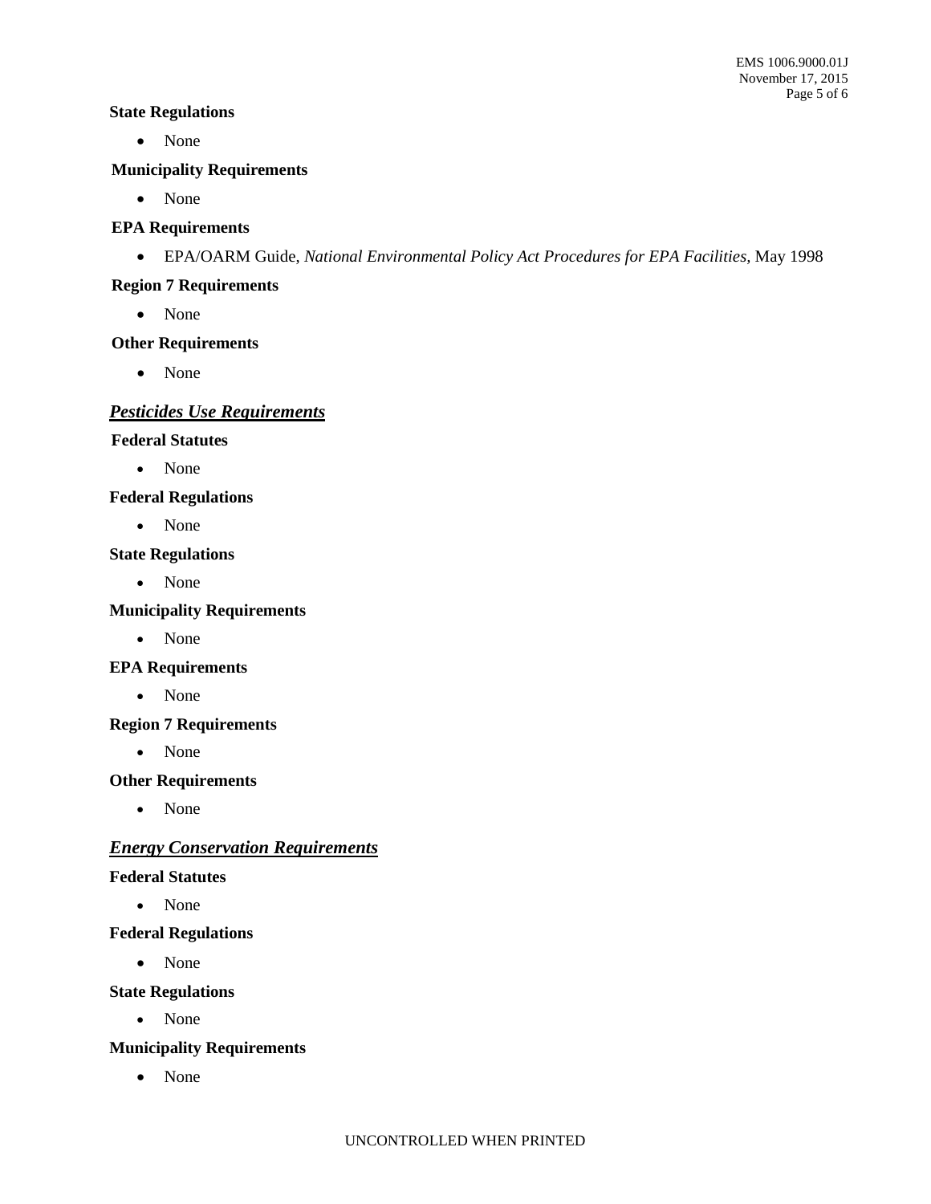**State Regulations**

- None

**Municipality Requirements**

- None

**EPA Requirements**

- EPA/OARM Guide, *National Environmental Policy Act Procedures for EPA Facilities,* May 1998

**Region 7 Requirements**

- None

**Other Requirements**

- None

## ***Pesticides Use Requirements***

**Federal Statutes**

- None

**Federal Regulations**

- None

**State Regulations**

- None

**Municipality Requirements**

- None

**EPA Requirements**

- None

**Region 7 Requirements**

- None

**Other Requirements**

- None

## ***Energy Conservation Requirements***

**Federal Statutes**

- None

**Federal Regulations**

- None

**State Regulations**

- None

**Municipality Requirements**

- None

UNCONTROLLED WHEN PRINTED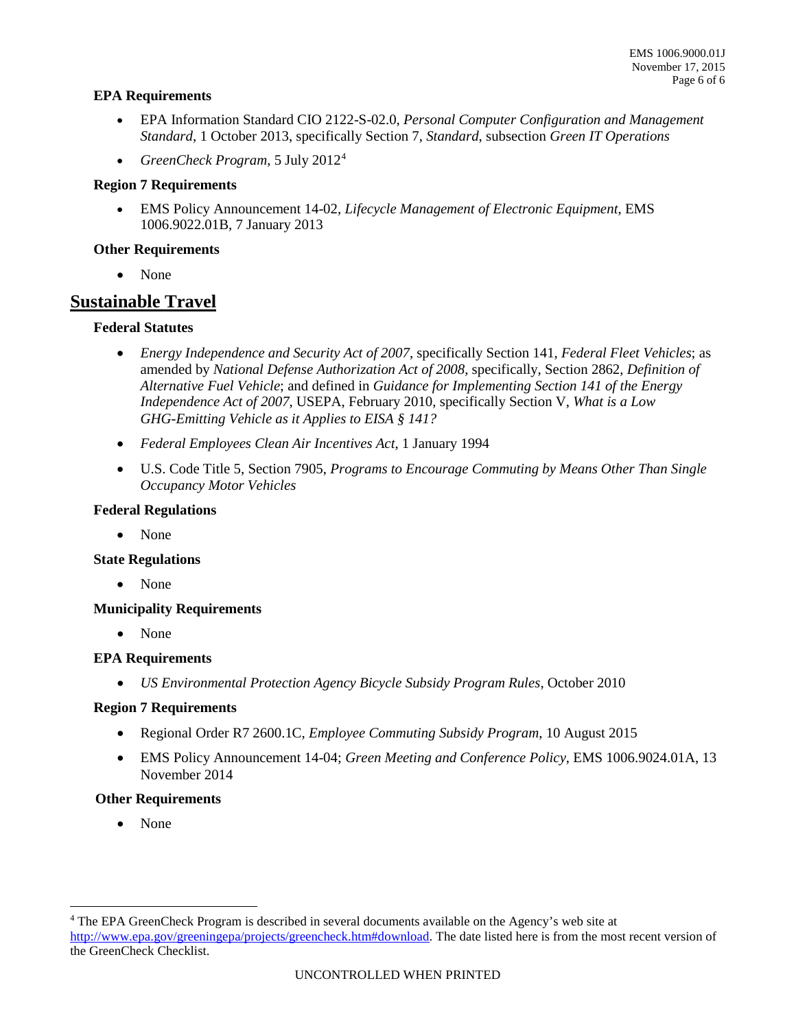**EPA Requirements**

- EPA Information Standard CIO 2122-S-02.0, *Personal Computer Configuration and Management Standard*, 1 October 2013, specifically Section 7, *Standard*, subsection *Green IT Operations*
- *GreenCheck Program*, 5 July 2012[4]

**Region 7 Requirements**

- EMS Policy Announcement 14-02, *Lifecycle Management of Electronic Equipment*, EMS 1006.9022.01B, 7 January 2013

**Other Requirements**

- None

## Sustainable Travel

**Federal Statutes**

- *Energy Independence and Security Act of 2007*, specifically Section 141, *Federal Fleet Vehicles*; as amended by *National Defense Authorization Act of 2008*, specifically, Section 2862, *Definition of Alternative Fuel Vehicle*; and defined in *Guidance for Implementing Section 141 of the Energy Independence Act of 2007*, USEPA, February 2010, specifically Section V, *What is a Low GHG-Emitting Vehicle as it Applies to EISA § 141?*
- *Federal Employees Clean Air Incentives Act*, 1 January 1994
- U.S. Code Title 5, Section 7905, *Programs to Encourage Commuting by Means Other Than Single Occupancy Motor Vehicles*

**Federal Regulations**

- None

**State Regulations**

- None

**Municipality Requirements**

- None

**EPA Requirements**

- *US Environmental Protection Agency Bicycle Subsidy Program Rules*, October 2010

**Region 7 Requirements**

- Regional Order R7 2600.1C, *Employee Commuting Subsidy Program*, 10 August 2015
- EMS Policy Announcement 14-04; *Green Meeting and Conference Policy*, EMS 1006.9024.01A, 13 November 2014

**Other Requirements**

- None

---

[4] The EPA GreenCheck Program is described in several documents available on the Agency's web site at http://www.epa.gov/greeningepa/projects/greencheck.htm#download. The date listed here is from the most recent version of the GreenCheck Checklist.

UNCONTROLLED WHEN PRINTED